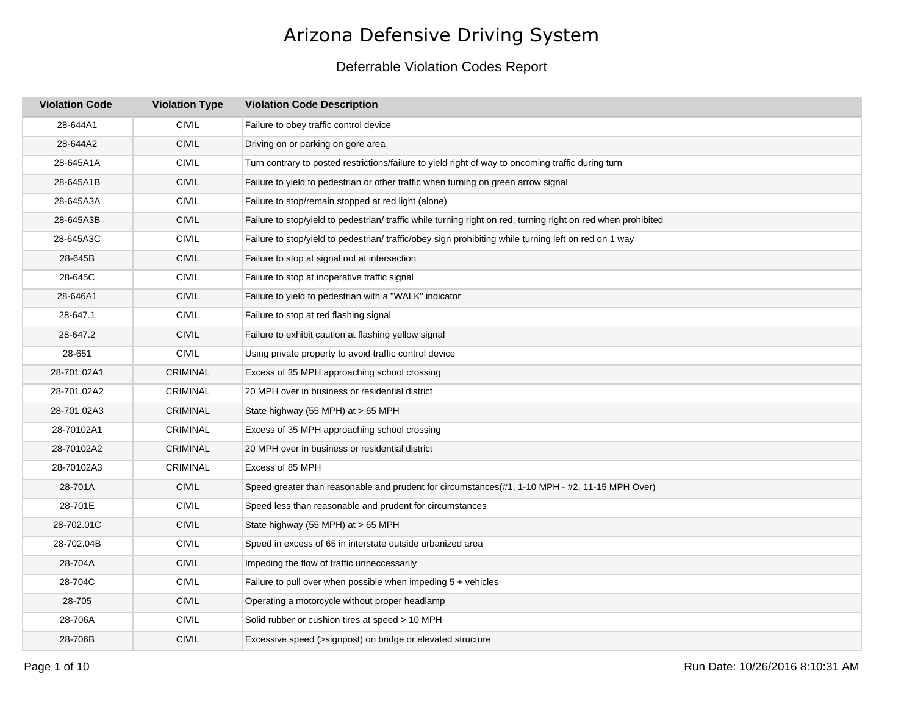# Arizona Defensive Driving System

## Deferrable Violation Codes Report

| Violation Code | Violation Type | Violation Code Description |
|---|---|---|
| 28-644A1 | CIVIL | Failure to obey traffic control device |
| 28-644A2 | CIVIL | Driving on or parking on gore area |
| 28-645A1A | CIVIL | Turn contrary to posted restrictions/failure to yield right of way to oncoming traffic during turn |
| 28-645A1B | CIVIL | Failure to yield to pedestrian or other traffic when turning on green arrow signal |
| 28-645A3A | CIVIL | Failure to stop/remain stopped at red light (alone) |
| 28-645A3B | CIVIL | Failure to stop/yield to pedestrian/ traffic while turning right on red, turning right on red when prohibited |
| 28-645A3C | CIVIL | Failure to stop/yield to pedestrian/ traffic/obey sign prohibiting while turning left on red on 1 way |
| 28-645B | CIVIL | Failure to stop at signal not at intersection |
| 28-645C | CIVIL | Failure to stop at inoperative traffic signal |
| 28-646A1 | CIVIL | Failure to yield to pedestrian with a "WALK" indicator |
| 28-647.1 | CIVIL | Failure to stop at red flashing signal |
| 28-647.2 | CIVIL | Failure to exhibit caution at flashing yellow signal |
| 28-651 | CIVIL | Using private property to avoid traffic control device |
| 28-701.02A1 | CRIMINAL | Excess of 35 MPH approaching school crossing |
| 28-701.02A2 | CRIMINAL | 20 MPH over in business or residential district |
| 28-701.02A3 | CRIMINAL | State highway (55 MPH) at > 65 MPH |
| 28-70102A1 | CRIMINAL | Excess of 35 MPH approaching school crossing |
| 28-70102A2 | CRIMINAL | 20 MPH over in business or residential district |
| 28-70102A3 | CRIMINAL | Excess of 85 MPH |
| 28-701A | CIVIL | Speed greater than reasonable and prudent for circumstances(#1, 1-10 MPH - #2, 11-15 MPH Over) |
| 28-701E | CIVIL | Speed less than reasonable and prudent for circumstances |
| 28-702.01C | CIVIL | State highway (55 MPH) at > 65 MPH |
| 28-702.04B | CIVIL | Speed in excess of 65 in interstate outside urbanized area |
| 28-704A | CIVIL | Impeding the flow of traffic unneccessarily |
| 28-704C | CIVIL | Failure to pull over when possible when impeding 5 + vehicles |
| 28-705 | CIVIL | Operating a motorcycle without proper headlamp |
| 28-706A | CIVIL | Solid rubber or cushion tires at speed > 10 MPH |
| 28-706B | CIVIL | Excessive speed (>signpost) on bridge or elevated structure |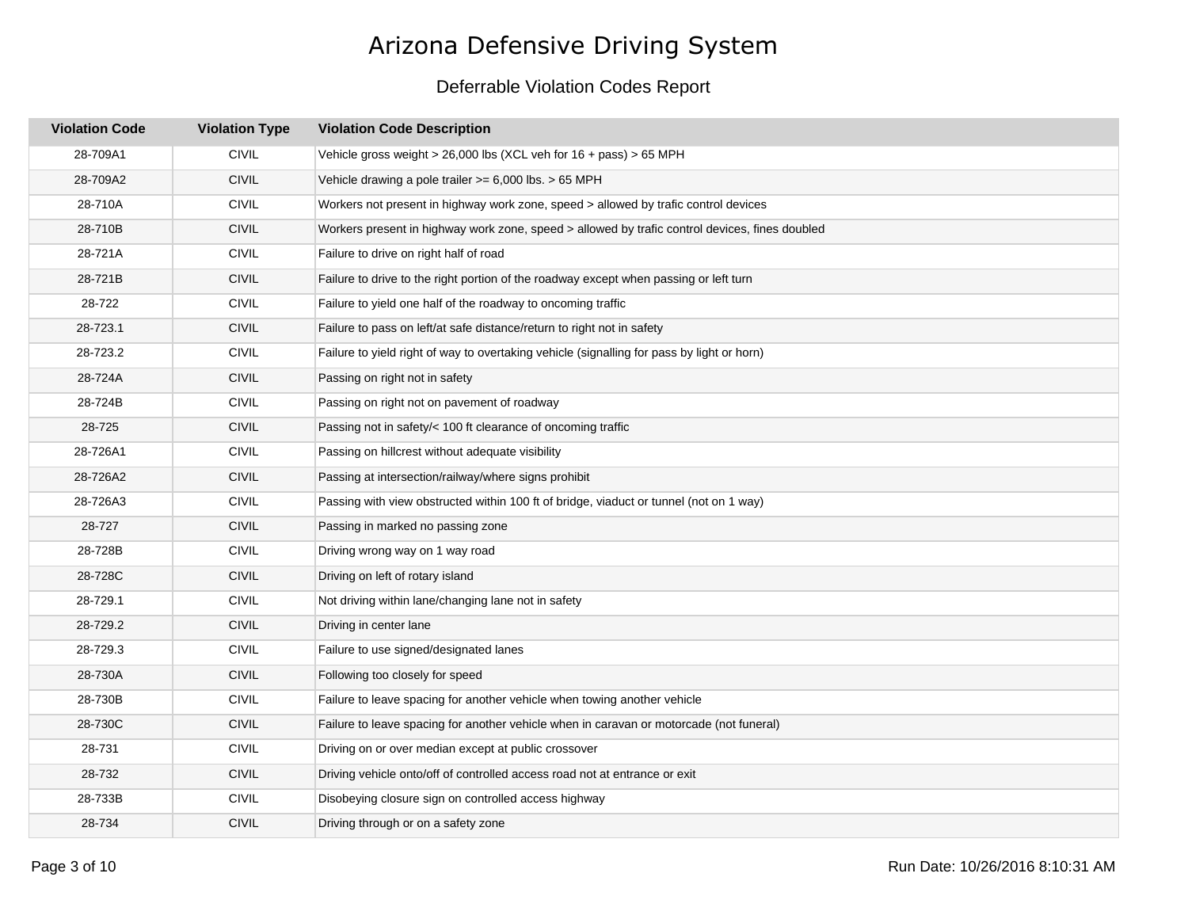# Arizona Defensive Driving System

## Deferrable Violation Codes Report

| Violation Code | Violation Type | Violation Code Description |
|---|---|---|
| 28-709A1 | CIVIL | Vehicle gross weight > 26,000 lbs (XCL veh for 16 + pass) > 65 MPH |
| 28-709A2 | CIVIL | Vehicle drawing a pole trailer >= 6,000 lbs. > 65 MPH |
| 28-710A | CIVIL | Workers not present in highway work zone, speed > allowed by trafic control devices |
| 28-710B | CIVIL | Workers present in highway work zone, speed > allowed by trafic control devices, fines doubled |
| 28-721A | CIVIL | Failure to drive on right half of road |
| 28-721B | CIVIL | Failure to drive to the right portion of the roadway except when passing or left turn |
| 28-722 | CIVIL | Failure to yield one half of the roadway to oncoming traffic |
| 28-723.1 | CIVIL | Failure to pass on left/at safe distance/return to right not in safety |
| 28-723.2 | CIVIL | Failure to yield right of way to overtaking vehicle (signalling for pass by light or horn) |
| 28-724A | CIVIL | Passing on right not in safety |
| 28-724B | CIVIL | Passing on right not on pavement of roadway |
| 28-725 | CIVIL | Passing not in safety/< 100 ft clearance of oncoming traffic |
| 28-726A1 | CIVIL | Passing on hillcrest without adequate visibility |
| 28-726A2 | CIVIL | Passing at intersection/railway/where signs prohibit |
| 28-726A3 | CIVIL | Passing with view obstructed within 100 ft of bridge, viaduct or tunnel (not on 1 way) |
| 28-727 | CIVIL | Passing in marked no passing zone |
| 28-728B | CIVIL | Driving wrong way on 1 way road |
| 28-728C | CIVIL | Driving on left of rotary island |
| 28-729.1 | CIVIL | Not driving within lane/changing lane not in safety |
| 28-729.2 | CIVIL | Driving in center lane |
| 28-729.3 | CIVIL | Failure to use signed/designated lanes |
| 28-730A | CIVIL | Following too closely for speed |
| 28-730B | CIVIL | Failure to leave spacing for another vehicle when towing another vehicle |
| 28-730C | CIVIL | Failure to leave spacing for another vehicle when in caravan or motorcade (not funeral) |
| 28-731 | CIVIL | Driving on or over median except at public crossover |
| 28-732 | CIVIL | Driving vehicle onto/off of controlled access road not at entrance or exit |
| 28-733B | CIVIL | Disobeying closure sign on controlled access highway |
| 28-734 | CIVIL | Driving through or on a safety zone |

Run Date: 10/26/2016 8:10:31 AM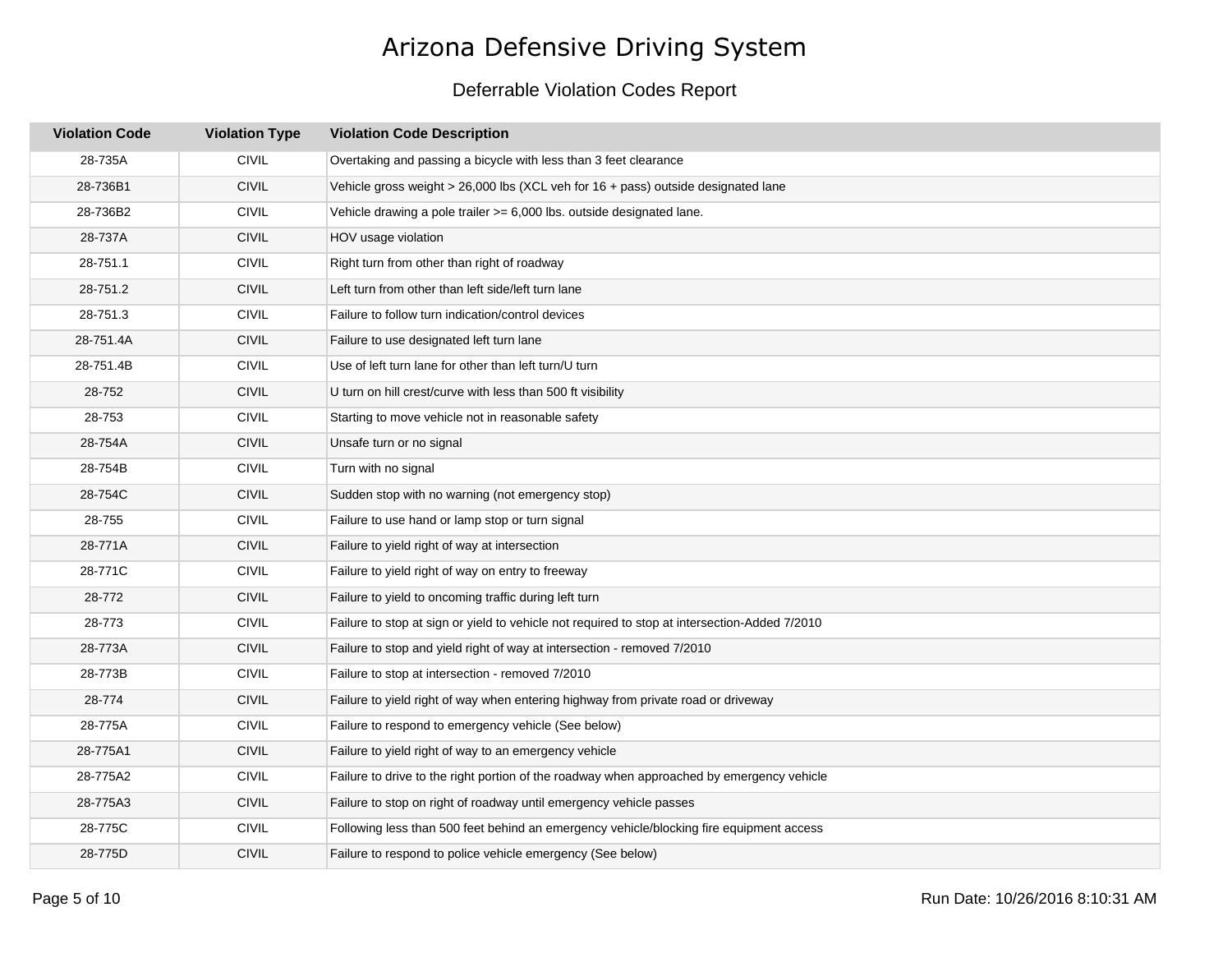# Arizona Defensive Driving System

## Deferrable Violation Codes Report

| Violation Code | Violation Type | Violation Code Description |
|---|---|---|
| 28-735A | CIVIL | Overtaking and passing a bicycle with less than 3 feet clearance |
| 28-736B1 | CIVIL | Vehicle gross weight > 26,000 lbs (XCL veh for 16 + pass) outside designated lane |
| 28-736B2 | CIVIL | Vehicle drawing a pole trailer >= 6,000 lbs. outside designated lane. |
| 28-737A | CIVIL | HOV usage violation |
| 28-751.1 | CIVIL | Right turn from other than right of roadway |
| 28-751.2 | CIVIL | Left turn from other than left side/left turn lane |
| 28-751.3 | CIVIL | Failure to follow turn indication/control devices |
| 28-751.4A | CIVIL | Failure to use designated left turn lane |
| 28-751.4B | CIVIL | Use of left turn lane for other than left turn/U turn |
| 28-752 | CIVIL | U turn on hill crest/curve with less than 500 ft visibility |
| 28-753 | CIVIL | Starting to move vehicle not in reasonable safety |
| 28-754A | CIVIL | Unsafe turn or no signal |
| 28-754B | CIVIL | Turn with no signal |
| 28-754C | CIVIL | Sudden stop with no warning (not emergency stop) |
| 28-755 | CIVIL | Failure to use hand or lamp stop or turn signal |
| 28-771A | CIVIL | Failure to yield right of way at intersection |
| 28-771C | CIVIL | Failure to yield right of way on entry to freeway |
| 28-772 | CIVIL | Failure to yield to oncoming traffic during left turn |
| 28-773 | CIVIL | Failure to stop at sign or yield to vehicle not required to stop at intersection-Added 7/2010 |
| 28-773A | CIVIL | Failure to stop and yield right of way at intersection - removed 7/2010 |
| 28-773B | CIVIL | Failure to stop at intersection - removed 7/2010 |
| 28-774 | CIVIL | Failure to yield right of way when entering highway from private road or driveway |
| 28-775A | CIVIL | Failure to respond to emergency vehicle (See below) |
| 28-775A1 | CIVIL | Failure to yield right of way to an emergency vehicle |
| 28-775A2 | CIVIL | Failure to drive to the right portion of the roadway when approached by emergency vehicle |
| 28-775A3 | CIVIL | Failure to stop on right of roadway until emergency vehicle passes |
| 28-775C | CIVIL | Following less than 500 feet behind an emergency vehicle/blocking fire equipment access |
| 28-775D | CIVIL | Failure to respond to police vehicle emergency (See below) |

Run Date: 10/26/2016 8:10:31 AM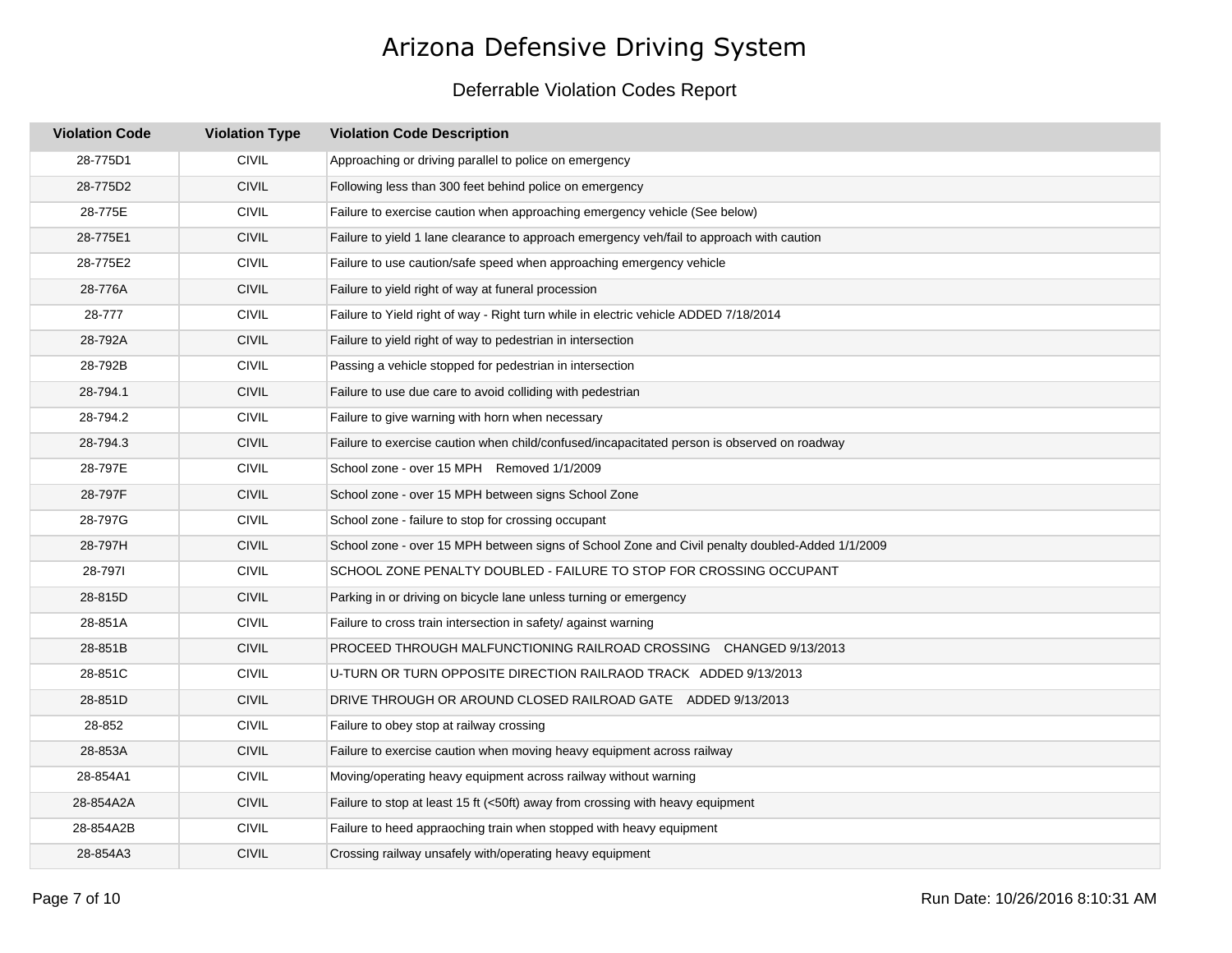# Arizona Defensive Driving System

## Deferrable Violation Codes Report

| Violation Code | Violation Type | Violation Code Description |
|---|---|---|
| 28-775D1 | CIVIL | Approaching or driving parallel to police on emergency |
| 28-775D2 | CIVIL | Following less than 300 feet behind police on emergency |
| 28-775E | CIVIL | Failure to exercise caution when approaching emergency vehicle (See below) |
| 28-775E1 | CIVIL | Failure to yield 1 lane clearance to approach emergency veh/fail to approach with caution |
| 28-775E2 | CIVIL | Failure to use caution/safe speed when approaching emergency vehicle |
| 28-776A | CIVIL | Failure to yield right of way at funeral procession |
| 28-777 | CIVIL | Failure to Yield right of way - Right turn while in electric vehicle ADDED 7/18/2014 |
| 28-792A | CIVIL | Failure to yield right of way to pedestrian in intersection |
| 28-792B | CIVIL | Passing a vehicle stopped for pedestrian in intersection |
| 28-794.1 | CIVIL | Failure to use due care to avoid colliding with pedestrian |
| 28-794.2 | CIVIL | Failure to give warning with horn when necessary |
| 28-794.3 | CIVIL | Failure to exercise caution when child/confused/incapacitated person is observed on roadway |
| 28-797E | CIVIL | School zone - over 15 MPH Removed 1/1/2009 |
| 28-797F | CIVIL | School zone - over 15 MPH between signs School Zone |
| 28-797G | CIVIL | School zone - failure to stop for crossing occupant |
| 28-797H | CIVIL | School zone - over 15 MPH between signs of School Zone and Civil penalty doubled-Added 1/1/2009 |
| 28-797I | CIVIL | SCHOOL ZONE PENALTY DOUBLED - FAILURE TO STOP FOR CROSSING OCCUPANT |
| 28-815D | CIVIL | Parking in or driving on bicycle lane unless turning or emergency |
| 28-851A | CIVIL | Failure to cross train intersection in safety/ against warning |
| 28-851B | CIVIL | PROCEED THROUGH MALFUNCTIONING RAILROAD CROSSING CHANGED 9/13/2013 |
| 28-851C | CIVIL | U-TURN OR TURN OPPOSITE DIRECTION RAILRAOD TRACK ADDED 9/13/2013 |
| 28-851D | CIVIL | DRIVE THROUGH OR AROUND CLOSED RAILROAD GATE ADDED 9/13/2013 |
| 28-852 | CIVIL | Failure to obey stop at railway crossing |
| 28-853A | CIVIL | Failure to exercise caution when moving heavy equipment across railway |
| 28-854A1 | CIVIL | Moving/operating heavy equipment across railway without warning |
| 28-854A2A | CIVIL | Failure to stop at least 15 ft (<50ft) away from crossing with heavy equipment |
| 28-854A2B | CIVIL | Failure to heed appraoching train when stopped with heavy equipment |
| 28-854A3 | CIVIL | Crossing railway unsafely with/operating heavy equipment |

Run Date: 10/26/2016 8:10:31 AM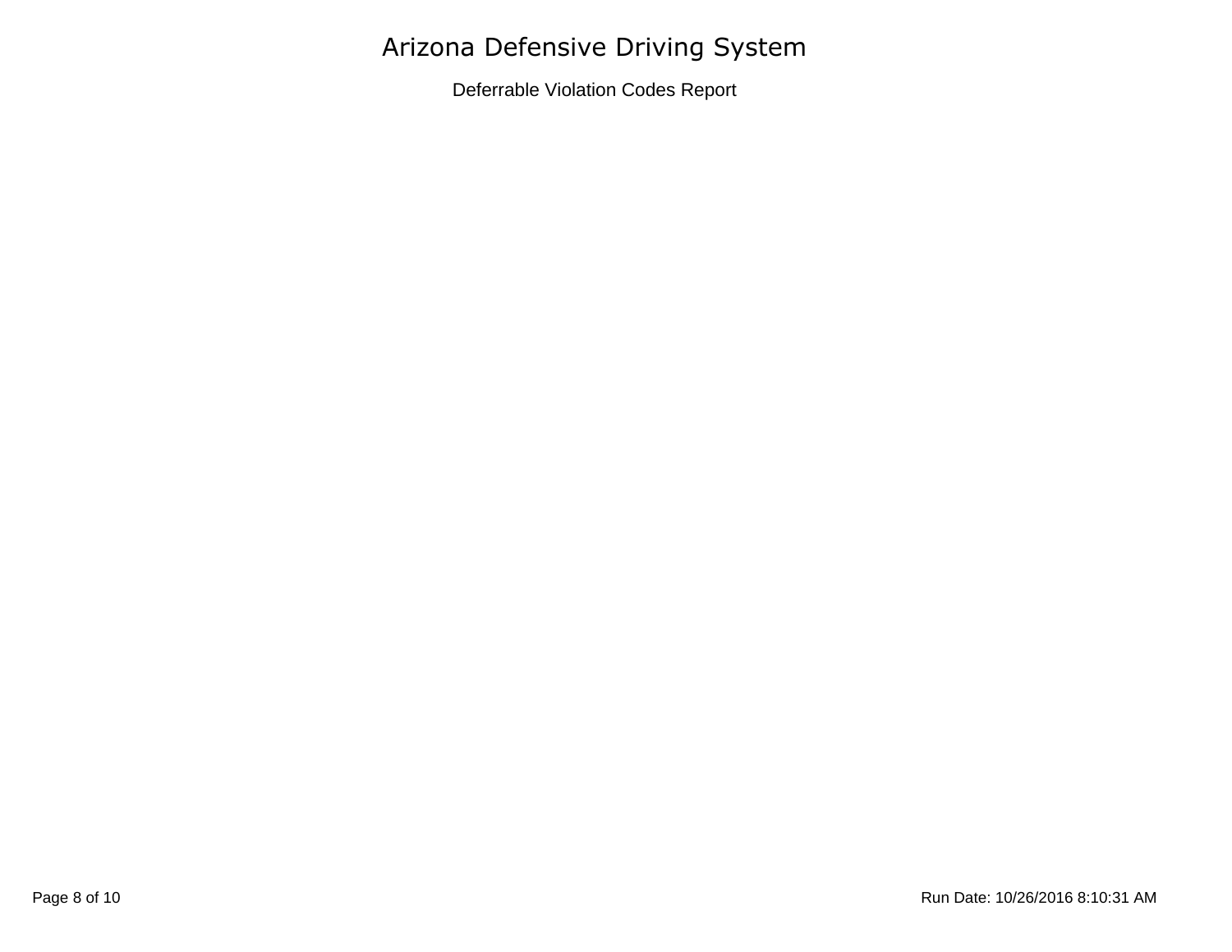# Arizona Defensive Driving System

Deferrable Violation Codes Report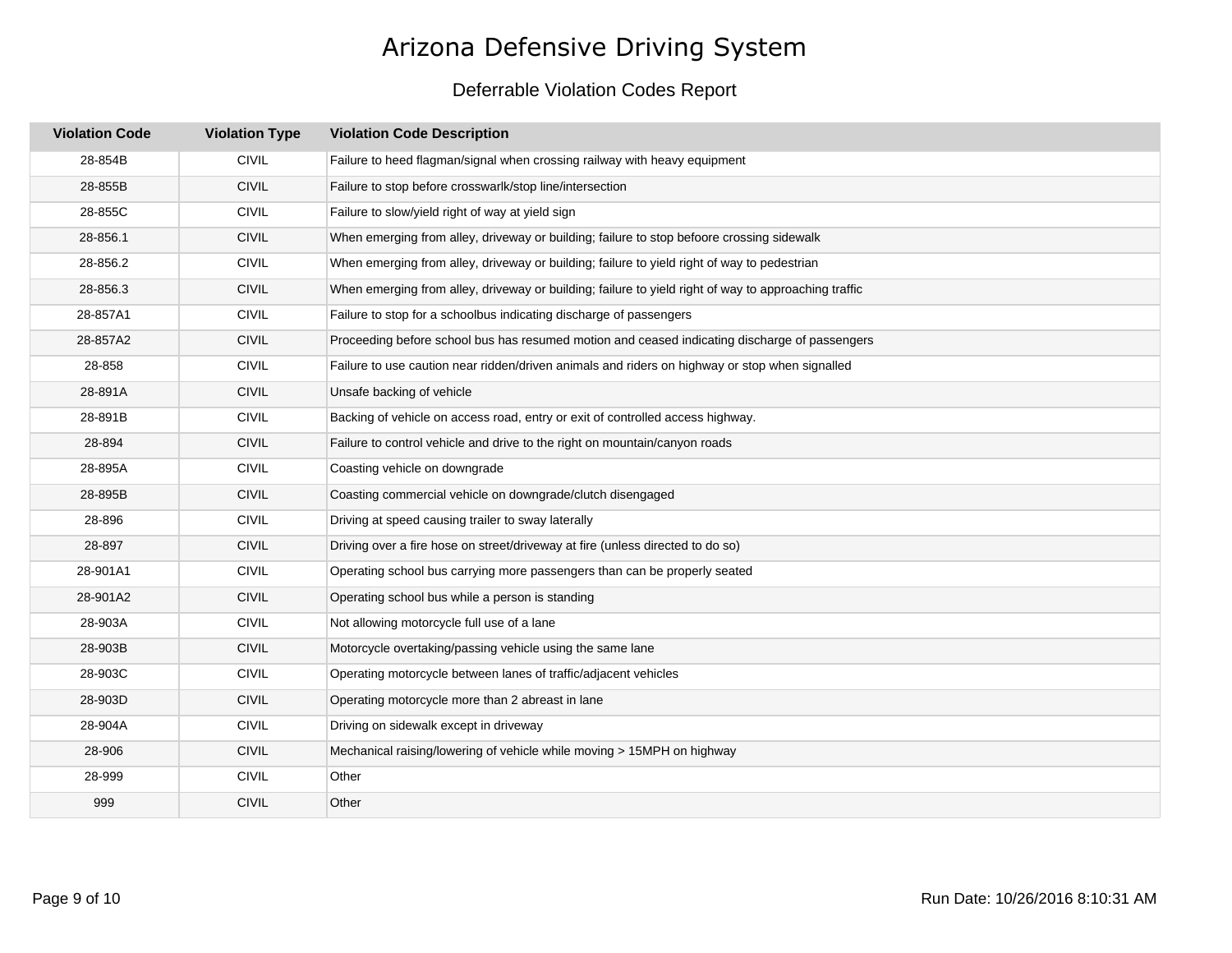# Arizona Defensive Driving System

## Deferrable Violation Codes Report

| Violation Code | Violation Type | Violation Code Description |
|---|---|---|
| 28-854B | CIVIL | Failure to heed flagman/signal when crossing railway with heavy equipment |
| 28-855B | CIVIL | Failure to stop before crosswarlk/stop line/intersection |
| 28-855C | CIVIL | Failure to slow/yield right of way at yield sign |
| 28-856.1 | CIVIL | When emerging from alley, driveway or building; failure to stop befoore crossing sidewalk |
| 28-856.2 | CIVIL | When emerging from alley, driveway or building; failure to yield right of way to pedestrian |
| 28-856.3 | CIVIL | When emerging from alley, driveway or building; failure to yield right of way to approaching traffic |
| 28-857A1 | CIVIL | Failure to stop for a schoolbus indicating discharge of passengers |
| 28-857A2 | CIVIL | Proceeding before school bus has resumed motion and ceased indicating discharge of passengers |
| 28-858 | CIVIL | Failure to use caution near ridden/driven animals and riders on highway or stop when signalled |
| 28-891A | CIVIL | Unsafe backing of vehicle |
| 28-891B | CIVIL | Backing of vehicle on access road, entry or exit of controlled access highway. |
| 28-894 | CIVIL | Failure to control vehicle and drive to the right on mountain/canyon roads |
| 28-895A | CIVIL | Coasting vehicle on downgrade |
| 28-895B | CIVIL | Coasting commercial vehicle on downgrade/clutch disengaged |
| 28-896 | CIVIL | Driving at speed causing trailer to sway laterally |
| 28-897 | CIVIL | Driving over a fire hose on street/driveway at fire (unless directed to do so) |
| 28-901A1 | CIVIL | Operating school bus carrying more passengers than can be properly seated |
| 28-901A2 | CIVIL | Operating school bus while a person is standing |
| 28-903A | CIVIL | Not allowing motorcycle full use of a lane |
| 28-903B | CIVIL | Motorcycle overtaking/passing vehicle using the same lane |
| 28-903C | CIVIL | Operating motorcycle between lanes of traffic/adjacent vehicles |
| 28-903D | CIVIL | Operating motorcycle more than 2 abreast in lane |
| 28-904A | CIVIL | Driving on sidewalk except in driveway |
| 28-906 | CIVIL | Mechanical raising/lowering of vehicle while moving > 15MPH on highway |
| 28-999 | CIVIL | Other |
| 999 | CIVIL | Other |

Run Date: 10/26/2016 8:10:31 AM